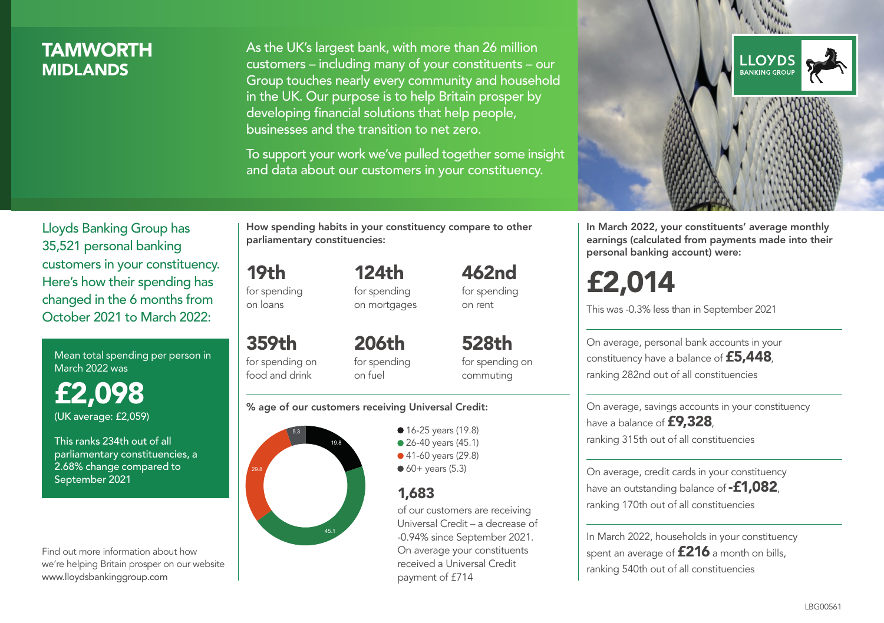# TAMWORTH
## MIDLANDS

As the UK's largest bank, with more than 26 million customers – including many of your constituents – our Group touches nearly every community and household in the UK. Our purpose is to help Britain prosper by developing financial solutions that help people, businesses and the transition to net zero.

To support your work we've pulled together some insight and data about our customers in your constituency.

LLOYDS BANKING GROUP

Lloyds Banking Group has 35,521 personal banking customers in your constituency. Here's how their spending has changed in the 6 months from October 2021 to March 2022:

Mean total spending per person in March 2022 was

**£2,098**

(UK average: £2,059)

This ranks 234th out of all parliamentary constituencies, a 2.68% change compared to September 2021

Find out more information about how we're helping Britain prosper on our website www.lloydsbankinggroup.com

**How spending habits in your constituency compare to other parliamentary constituencies:**

**19th** for spending on loans

**124th** for spending on mortgages

**462nd** for spending on rent

**359th** for spending on food and drink

**206th** for spending on fuel

**528th** for spending on commuting

**% age of our customers receiving Universal Credit:**

- 16-25 years (19.8)
- 26-40 years (45.1)
- 41-60 years (29.8)
- 60+ years (5.3)

**1,683** of our customers are receiving Universal Credit – a decrease of -0.94% since September 2021. On average your constituents received a Universal Credit payment of £714

**In March 2022, your constituents' average monthly earnings (calculated from payments made into their personal banking account) were:**

**£2,014**

This was -0.3% less than in September 2021

On average, personal bank accounts in your constituency have a balance of **£5,448**, ranking 282nd out of all constituencies

On average, savings accounts in your constituency have a balance of **£9,328**, ranking 315th out of all constituencies

On average, credit cards in your constituency have an outstanding balance of **-£1,082**, ranking 170th out of all constituencies

In March 2022, households in your constituency spent an average of **£216** a month on bills, ranking 540th out of all constituencies

LBG00561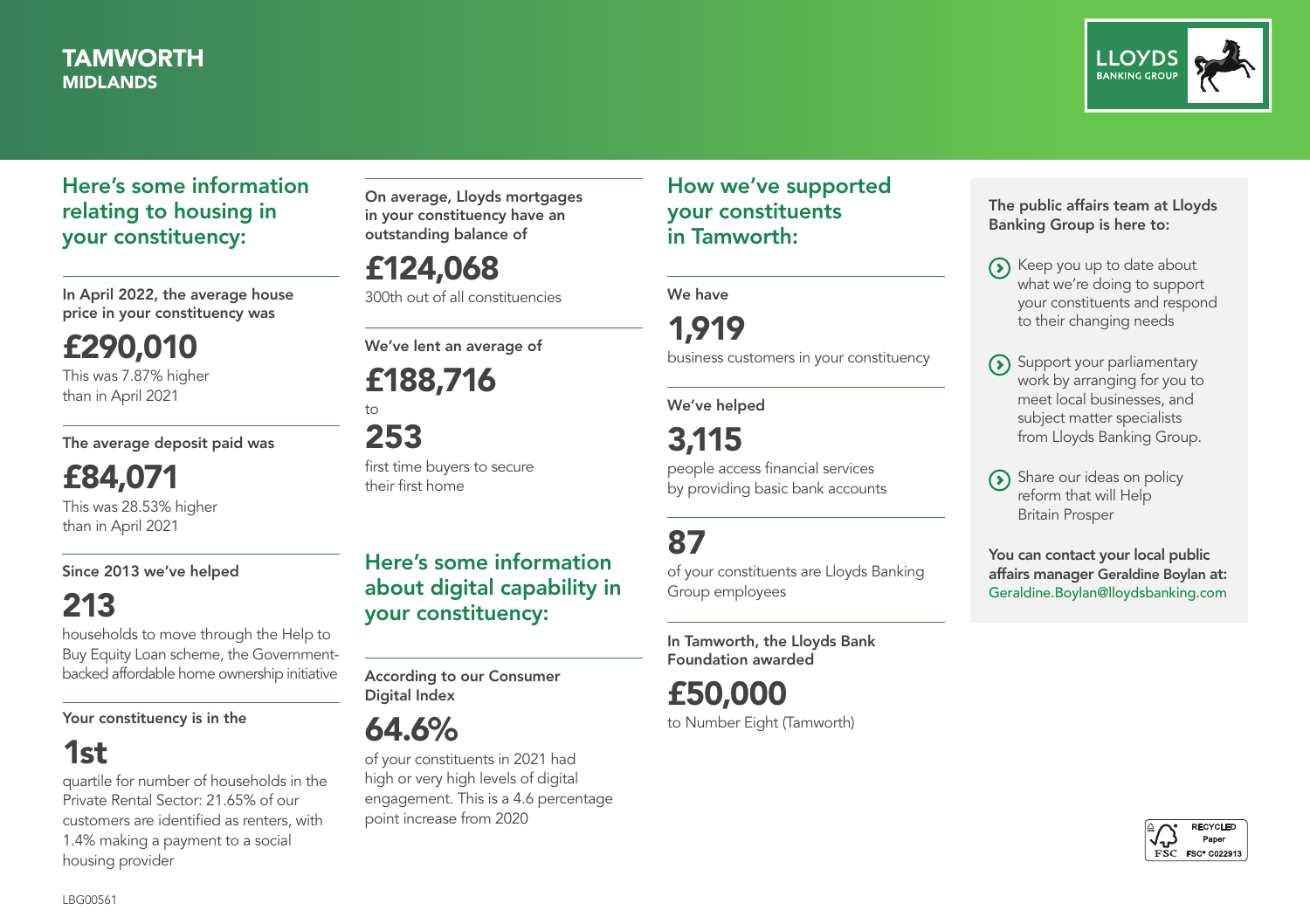**TAMWORTH**
**MIDLANDS**

## Here's some information relating to housing in your constituency:

**In April 2022, the average house price in your constituency was**

# £290,010

This was 7.87% higher than in April 2021

**The average deposit paid was**

# £84,071

This was 28.53% higher than in April 2021

**Since 2013 we've helped**

# 213

households to move through the Help to Buy Equity Loan scheme, the Government-backed affordable home ownership initiative

**Your constituency is in the**

# 1st

quartile for number of households in the Private Rental Sector: 21.65% of our customers are identified as renters, with 1.4% making a payment to a social housing provider

**On average, Lloyds mortgages in your constituency have an outstanding balance of**

# £124,068

300th out of all constituencies

**We've lent an average of**

# £188,716

to

# 253

first time buyers to secure their first home

## Here's some information about digital capability in your constituency:

**According to our Consumer Digital Index**

# 64.6%

of your constituents in 2021 had high or very high levels of digital engagement. This is a 4.6 percentage point increase from 2020

## How we've supported your constituents in Tamworth:

**We have**

# 1,919

business customers in your constituency

**We've helped**

# 3,115

people access financial services by providing basic bank accounts

# 87

of your constituents are Lloyds Banking Group employees

**In Tamworth, the Lloyds Bank Foundation awarded**

# £50,000

to Number Eight (Tamworth)

**The public affairs team at Lloyds Banking Group is here to:**

- Keep you up to date about what we're doing to support your constituents and respond to their changing needs
- Support your parliamentary work by arranging for you to meet local businesses, and subject matter specialists from Lloyds Banking Group.
- Share our ideas on policy reform that will Help Britain Prosper

**You can contact your local public affairs manager Geraldine Boylan at:**
Geraldine.Boylan@lloydsbanking.com

LBG00561